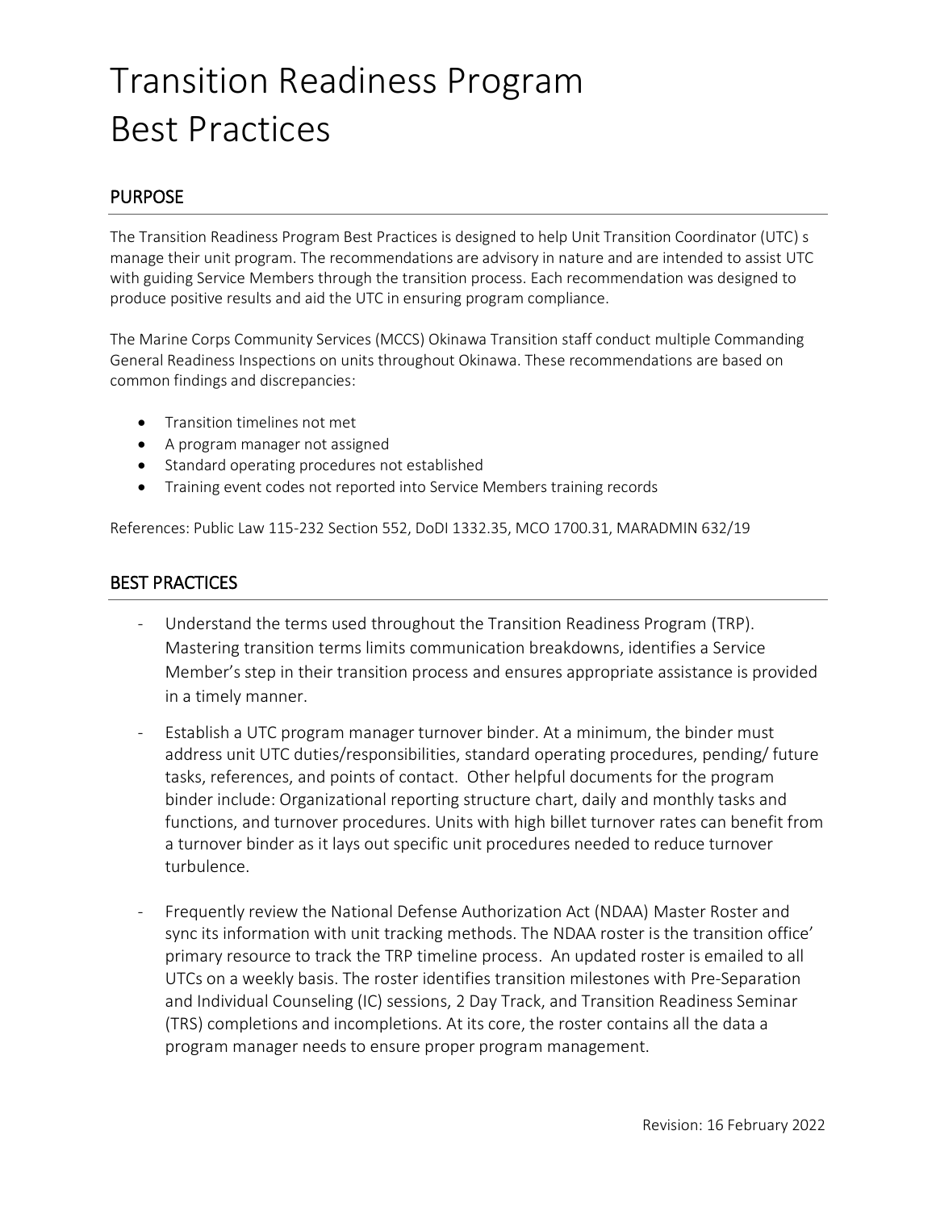# Transition Readiness Program Best Practices

## PURPOSE

The Transition Readiness Program Best Practices is designed to help Unit Transition Coordinator (UTC) s manage their unit program. The recommendations are advisory in nature and are intended to assist UTC with guiding Service Members through the transition process. Each recommendation was designed to produce positive results and aid the UTC in ensuring program compliance.

The Marine Corps Community Services (MCCS) Okinawa Transition staff conduct multiple Commanding General Readiness Inspections on units throughout Okinawa. These recommendations are based on common findings and discrepancies:

- Transition timelines not met
- A program manager not assigned
- Standard operating procedures not established
- Training event codes not reported into Service Members training records

References: Public Law 115-232 Section 552, DoDI 1332.35, MCO 1700.31, MARADMIN 632/19

## BEST PRACTICES

- Understand the terms used throughout the Transition Readiness Program (TRP). Mastering transition terms limits communication breakdowns, identifies a Service Member's step in their transition process and ensures appropriate assistance is provided in a timely manner.
- Establish a UTC program manager turnover binder. At a minimum, the binder must address unit UTC duties/responsibilities, standard operating procedures, pending/ future tasks, references, and points of contact. Other helpful documents for the program binder include: Organizational reporting structure chart, daily and monthly tasks and functions, and turnover procedures. Units with high billet turnover rates can benefit from a turnover binder as it lays out specific unit procedures needed to reduce turnover turbulence.
- Frequently review the National Defense Authorization Act (NDAA) Master Roster and sync its information with unit tracking methods. The NDAA roster is the transition office' primary resource to track the TRP timeline process. An updated roster is emailed to all UTCs on a weekly basis. The roster identifies transition milestones with Pre-Separation and Individual Counseling (IC) sessions, 2 Day Track, and Transition Readiness Seminar (TRS) completions and incompletions. At its core, the roster contains all the data a program manager needs to ensure proper program management.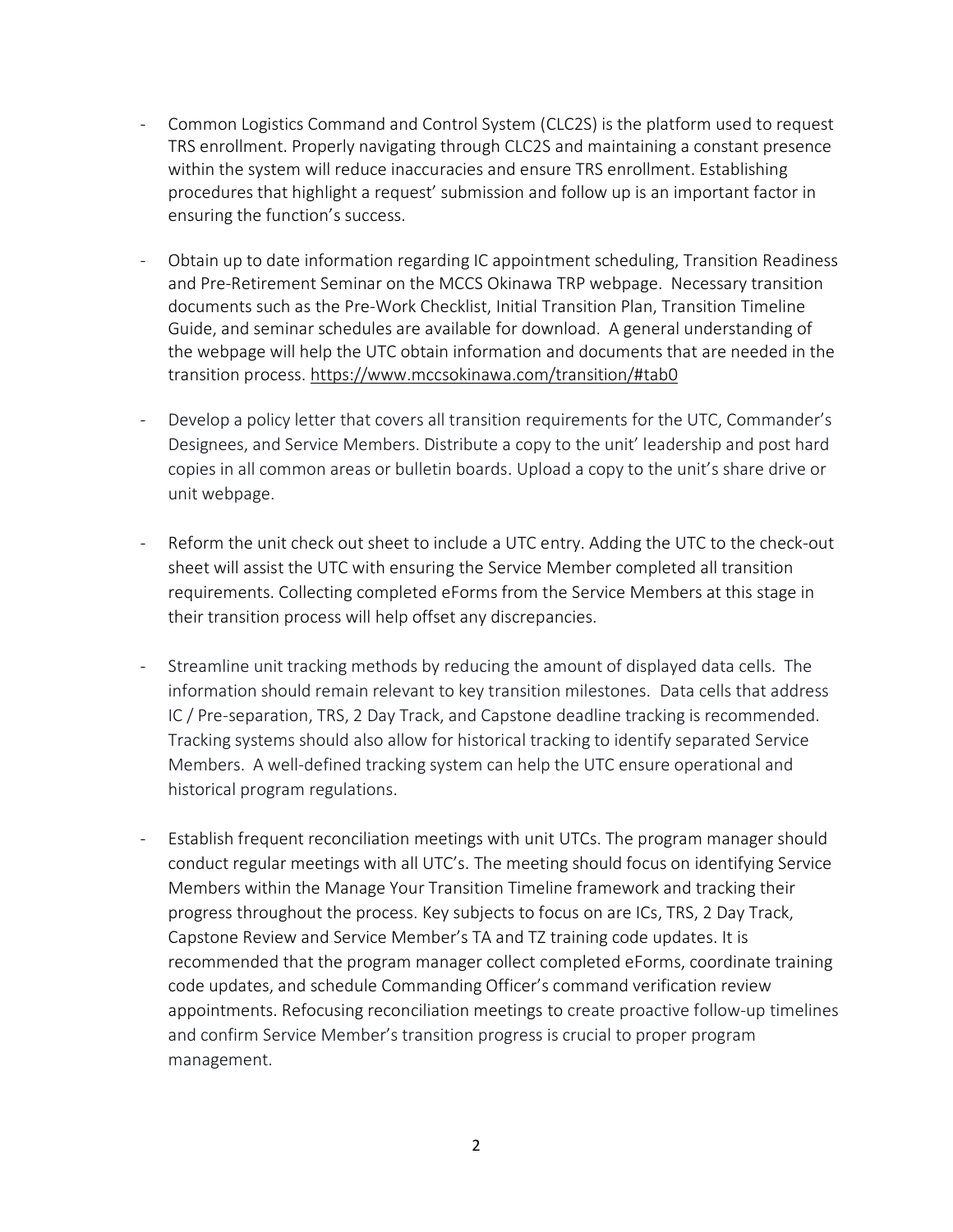- Common Logistics Command and Control System (CLC2S) is the platform used to request TRS enrollment. Properly navigating through CLC2S and maintaining a constant presence within the system will reduce inaccuracies and ensure TRS enrollment. Establishing procedures that highlight a request' submission and follow up is an important factor in ensuring the function's success.

- Obtain up to date information regarding IC appointment scheduling, Transition Readiness and Pre-Retirement Seminar on the MCCS Okinawa TRP webpage. Necessary transition documents such as the Pre-Work Checklist, Initial Transition Plan, Transition Timeline Guide, and seminar schedules are available for download. A general understanding of the webpage will help the UTC obtain information and documents that are needed in the transition process. https://www.mccsokinawa.com/transition/#tab0

- Develop a policy letter that covers all transition requirements for the UTC, Commander's Designees, and Service Members. Distribute a copy to the unit' leadership and post hard copies in all common areas or bulletin boards. Upload a copy to the unit's share drive or unit webpage.

- Reform the unit check out sheet to include a UTC entry. Adding the UTC to the check-out sheet will assist the UTC with ensuring the Service Member completed all transition requirements. Collecting completed eForms from the Service Members at this stage in their transition process will help offset any discrepancies.

- Streamline unit tracking methods by reducing the amount of displayed data cells. The information should remain relevant to key transition milestones. Data cells that address IC / Pre-separation, TRS, 2 Day Track, and Capstone deadline tracking is recommended. Tracking systems should also allow for historical tracking to identify separated Service Members. A well-defined tracking system can help the UTC ensure operational and historical program regulations.

- Establish frequent reconciliation meetings with unit UTCs. The program manager should conduct regular meetings with all UTC's. The meeting should focus on identifying Service Members within the Manage Your Transition Timeline framework and tracking their progress throughout the process. Key subjects to focus on are ICs, TRS, 2 Day Track, Capstone Review and Service Member's TA and TZ training code updates. It is recommended that the program manager collect completed eForms, coordinate training code updates, and schedule Commanding Officer's command verification review appointments. Refocusing reconciliation meetings to create proactive follow-up timelines and confirm Service Member's transition progress is crucial to proper program management.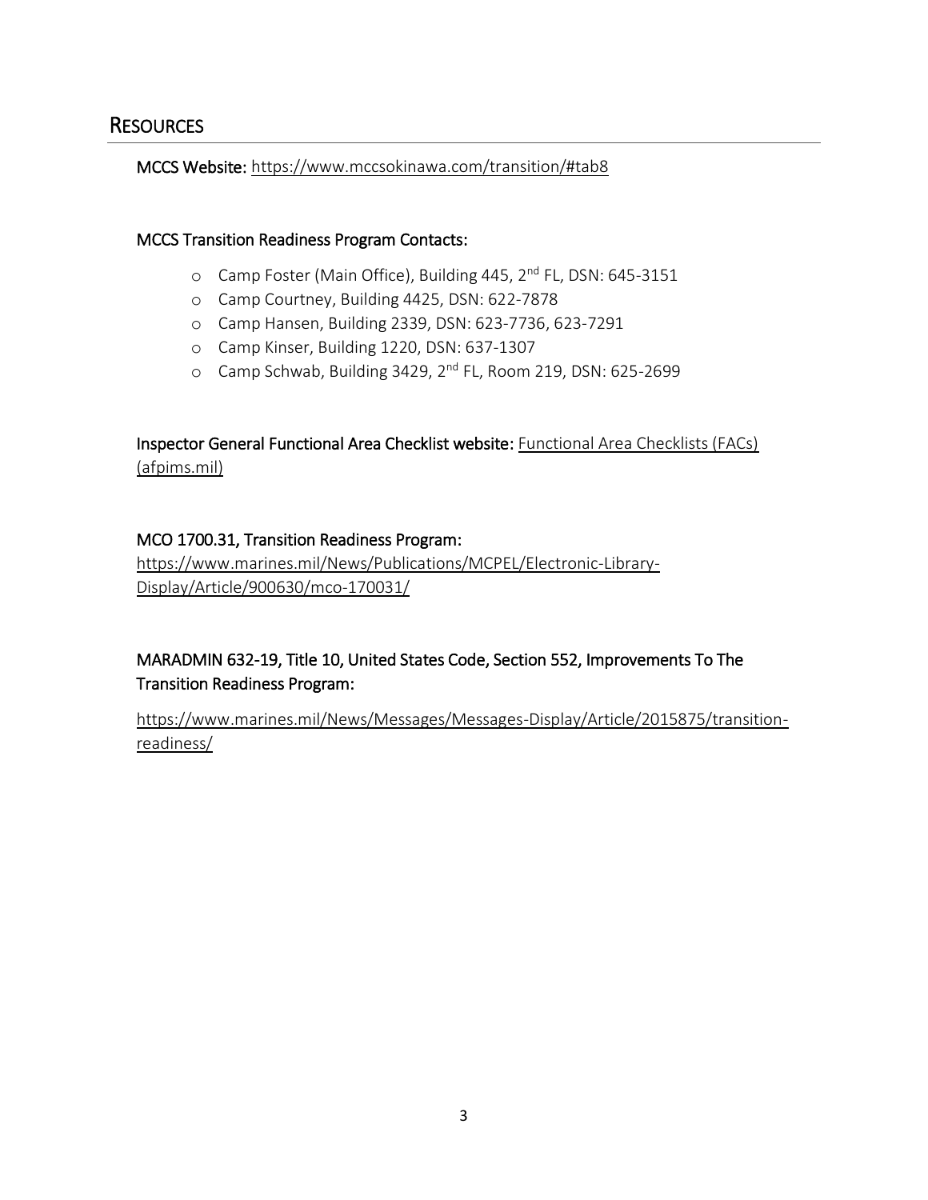## Resources

**MCCS Website:** https://www.mccsokinawa.com/transition/#tab8

**MCCS Transition Readiness Program Contacts:**

- Camp Foster (Main Office), Building 445, 2nd FL, DSN: 645-3151
- Camp Courtney, Building 4425, DSN: 622-7878
- Camp Hansen, Building 2339, DSN: 623-7736, 623-7291
- Camp Kinser, Building 1220, DSN: 637-1307
- Camp Schwab, Building 3429, 2nd FL, Room 219, DSN: 625-2699

**Inspector General Functional Area Checklist website:** Functional Area Checklists (FACs) (afpims.mil)

**MCO 1700.31, Transition Readiness Program:**
https://www.marines.mil/News/Publications/MCPEL/Electronic-Library-Display/Article/900630/mco-170031/

**MARADMIN 632-19, Title 10, United States Code, Section 552, Improvements To The Transition Readiness Program:**

https://www.marines.mil/News/Messages/Messages-Display/Article/2015875/transition-readiness/